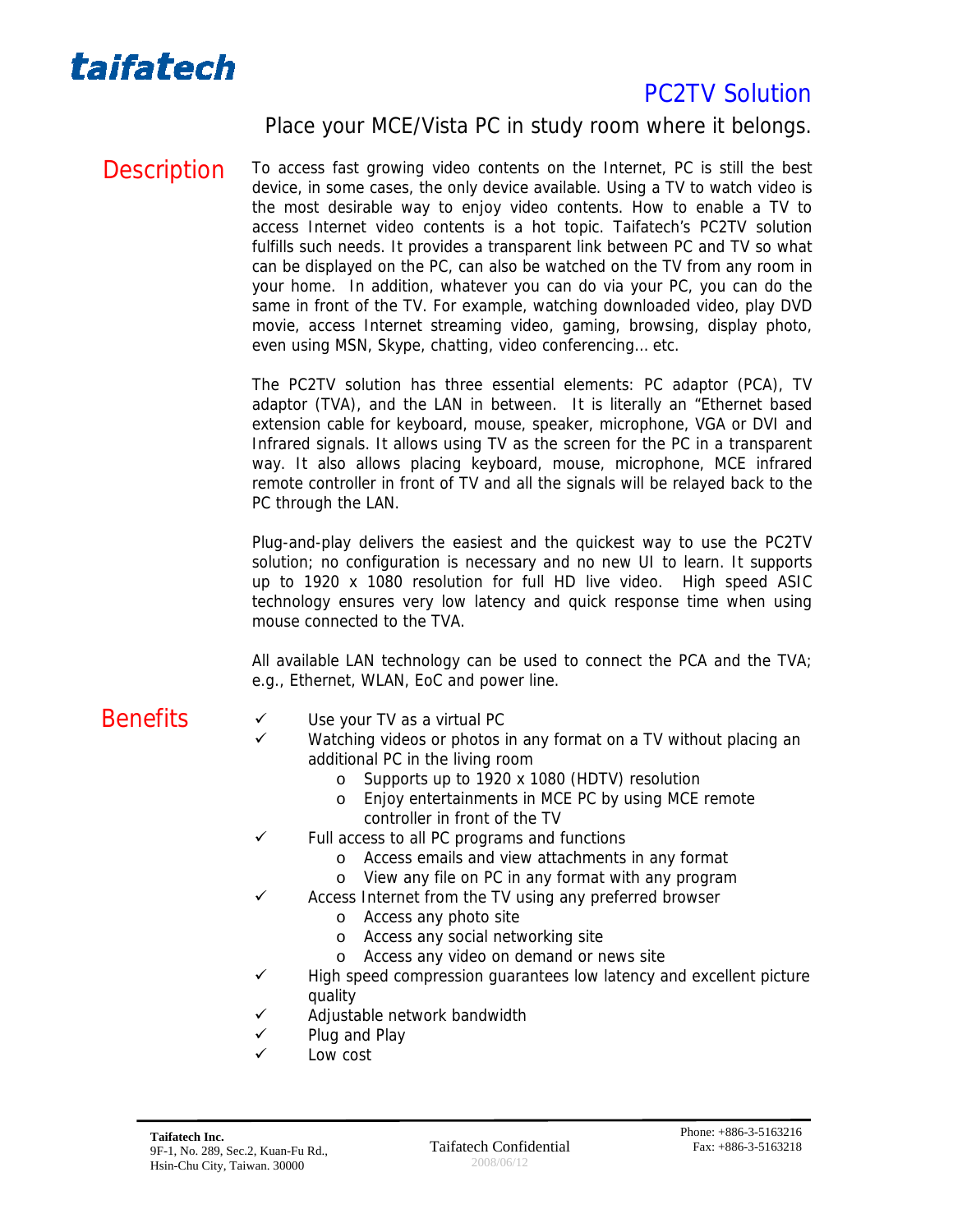**taifatech**

# PC2TV Solution

Place your MCE/Vista PC in study room where it belongs.

## Description

To access fast growing video contents on the Internet, PC is still the best device, in some cases, the only device available. Using a TV to watch video is the most desirable way to enjoy video contents. How to enable a TV to access Internet video contents is a hot topic. Taifatech's PC2TV solution fulfills such needs. It provides a transparent link between PC and TV so what can be displayed on the PC, can also be watched on the TV from any room in your home. In addition, whatever you can do via your PC, you can do the same in front of the TV. For example, watching downloaded video, play DVD movie, access Internet streaming video, gaming, browsing, display photo, even using MSN, Skype, chatting, video conferencing… etc.

The PC2TV solution has three essential elements: PC adaptor (PCA), TV adaptor (TVA), and the LAN in between. It is literally an "Ethernet based extension cable for keyboard, mouse, speaker, microphone, VGA or DVI and Infrared signals. It allows using TV as the screen for the PC in a transparent way. It also allows placing keyboard, mouse, microphone, MCE infrared remote controller in front of TV and all the signals will be relayed back to the PC through the LAN.

Plug-and-play delivers the easiest and the quickest way to use the PC2TV solution; no configuration is necessary and no new UI to learn. It supports up to 1920 x 1080 resolution for full HD live video. High speed ASIC technology ensures very low latency and quick response time when using mouse connected to the TVA.

All available LAN technology can be used to connect the PCA and the TVA; e.g., Ethernet, WLAN, EoC and power line.

## Benefits

- ✓ Use your TV as a virtual PC
- ✓ Watching videos or photos in any format on a TV without placing an additional PC in the living room
  - Supports up to 1920 x 1080 (HDTV) resolution
  - Enjoy entertainments in MCE PC by using MCE remote controller in front of the TV
- ✓ Full access to all PC programs and functions
  - Access emails and view attachments in any format
  - View any file on PC in any format with any program
- ✓ Access Internet from the TV using any preferred browser
  - Access any photo site
  - Access any social networking site
  - Access any video on demand or news site
- ✓ High speed compression guarantees low latency and excellent picture quality
- ✓ Adjustable network bandwidth
- ✓ Plug and Play
- ✓ Low cost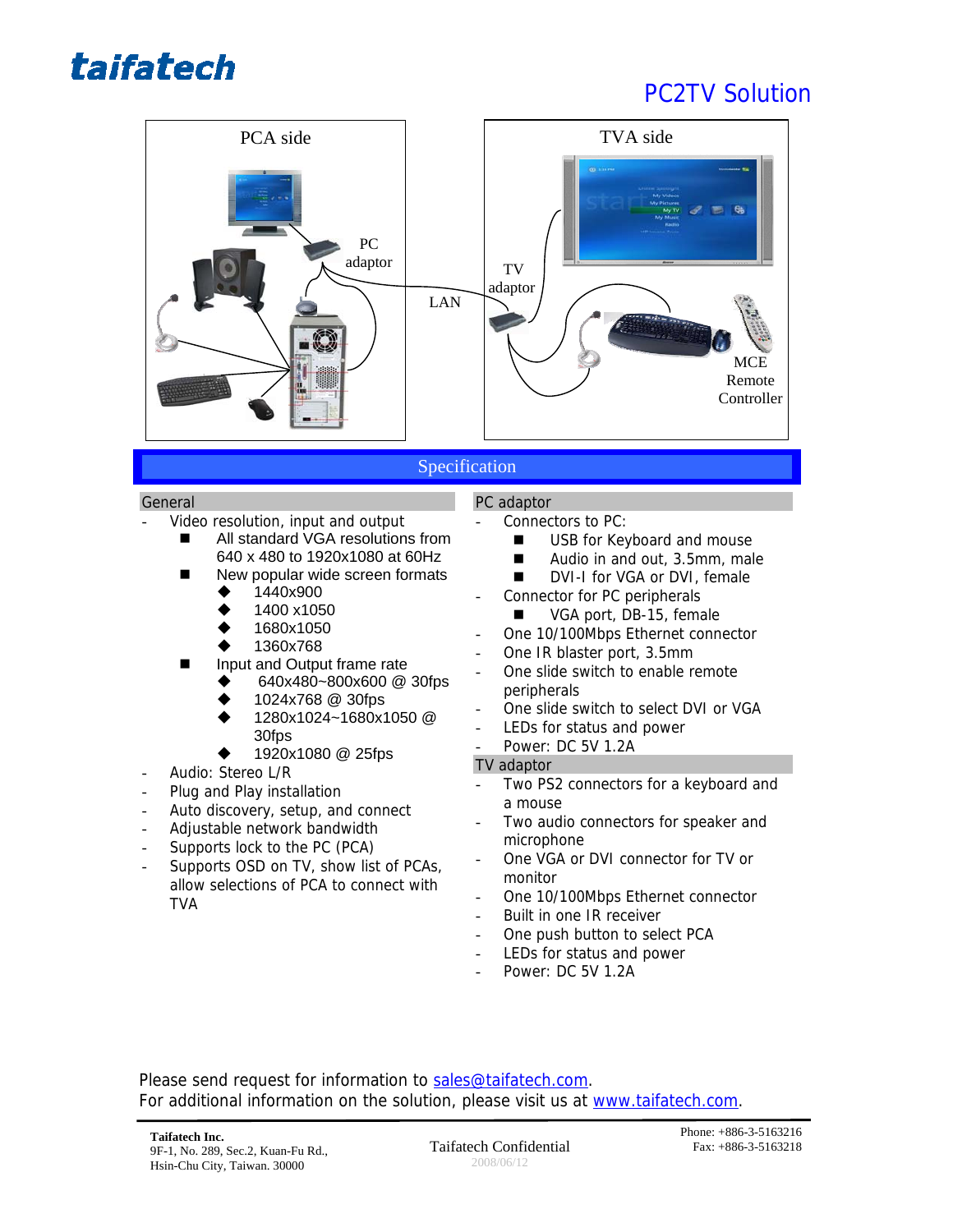# PC2TV Solution

PCA side

PC adaptor

LAN

TVA side

TV adaptor

MCE Remote Controller

## Specification

### General

- Video resolution, input and output
  - All standard VGA resolutions from 640 x 480 to 1920x1080 at 60Hz
  - New popular wide screen formats
    - 1440x900
    - 1400 x1050
    - 1680x1050
    - 1360x768
  - Input and Output frame rate
    - 640x480~800x600 @ 30fps
    - 1024x768 @ 30fps
    - 1280x1024~1680x1050 @ 30fps
    - 1920x1080 @ 25fps
- Audio: Stereo L/R
- Plug and Play installation
- Auto discovery, setup, and connect
- Adjustable network bandwidth
- Supports lock to the PC (PCA)
- Supports OSD on TV, show list of PCAs, allow selections of PCA to connect with TVA

### PC adaptor

- Connectors to PC:
  - USB for Keyboard and mouse
  - Audio in and out, 3.5mm, male
  - DVI-I for VGA or DVI, female
- Connector for PC peripherals
  - VGA port, DB-15, female
- One 10/100Mbps Ethernet connector
- One IR blaster port, 3.5mm
- One slide switch to enable remote peripherals
- One slide switch to select DVI or VGA
- LEDs for status and power
- Power: DC 5V 1.2A

### TV adaptor

- Two PS2 connectors for a keyboard and a mouse
- Two audio connectors for speaker and microphone
- One VGA or DVI connector for TV or monitor
- One 10/100Mbps Ethernet connector
- Built in one IR receiver
- One push button to select PCA
- LEDs for status and power
- Power: DC 5V 1.2A

Please send request for information to sales@taifatech.com.
For additional information on the solution, please visit us at www.taifatech.com.